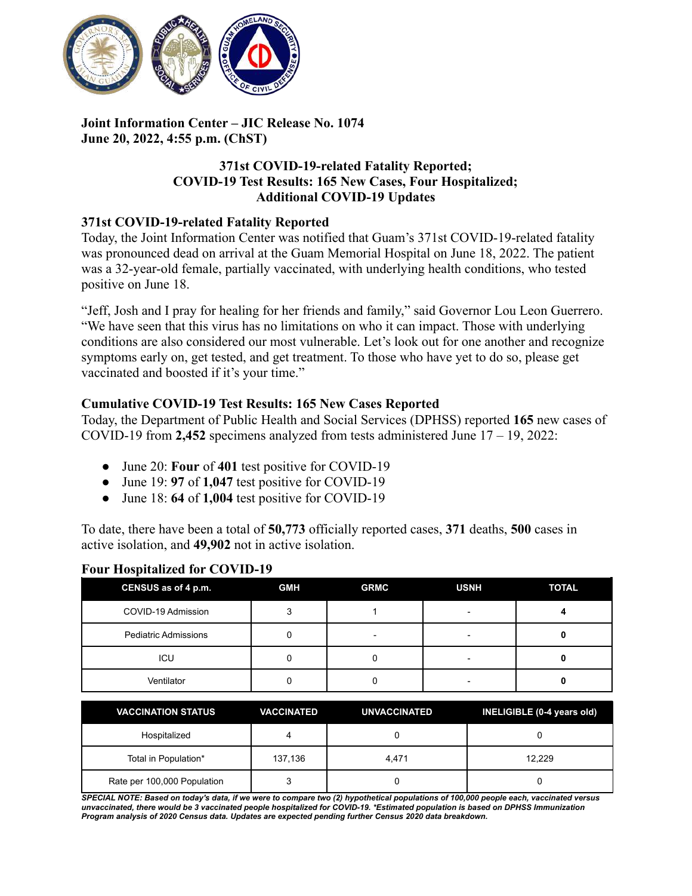**Joint Information Center – JIC Release No. 1074**
**June 20, 2022, 4:55 p.m. (ChST)**

## 371st COVID-19-related Fatality Reported; COVID-19 Test Results: 165 New Cases, Four Hospitalized; Additional COVID-19 Updates

### 371st COVID-19-related Fatality Reported

Today, the Joint Information Center was notified that Guam's 371st COVID-19-related fatality was pronounced dead on arrival at the Guam Memorial Hospital on June 18, 2022. The patient was a 32-year-old female, partially vaccinated, with underlying health conditions, who tested positive on June 18.

"Jeff, Josh and I pray for healing for her friends and family," said Governor Lou Leon Guerrero. "We have seen that this virus has no limitations on who it can impact. Those with underlying conditions are also considered our most vulnerable. Let's look out for one another and recognize symptoms early on, get tested, and get treatment. To those who have yet to do so, please get vaccinated and boosted if it's your time."

### Cumulative COVID-19 Test Results: 165 New Cases Reported

Today, the Department of Public Health and Social Services (DPHSS) reported **165** new cases of COVID-19 from **2,452** specimens analyzed from tests administered June 17 – 19, 2022:

- June 20: **Four** of **401** test positive for COVID-19
- June 19: **97** of **1,047** test positive for COVID-19
- June 18: **64** of **1,004** test positive for COVID-19

To date, there have been a total of **50,773** officially reported cases, **371** deaths, **500** cases in active isolation, and **49,902** not in active isolation.

### Four Hospitalized for COVID-19

| CENSUS as of 4 p.m. | GMH | GRMC | USNH | TOTAL |
|---|---|---|---|---|
| COVID-19 Admission | 3 | 1 | - | **4** |
| Pediatric Admissions | 0 | - | - | **0** |
| ICU | 0 | 0 | - | **0** |
| Ventilator | 0 | 0 | - | **0** |

| VACCINATION STATUS | VACCINATED | UNVACCINATED | INELIGIBLE (0-4 years old) |
|---|---|---|---|
| Hospitalized | 4 | 0 | 0 |
| Total in Population* | 137,136 | 4,471 | 12,229 |
| Rate per 100,000 Population | 3 | 0 | 0 |

***SPECIAL NOTE: Based on today's data, if we were to compare two (2) hypothetical populations of 100,000 people each, vaccinated versus unvaccinated, there would be 3 vaccinated people hospitalized for COVID-19. *Estimated population is based on DPHSS Immunization Program analysis of 2020 Census data. Updates are expected pending further Census 2020 data breakdown.***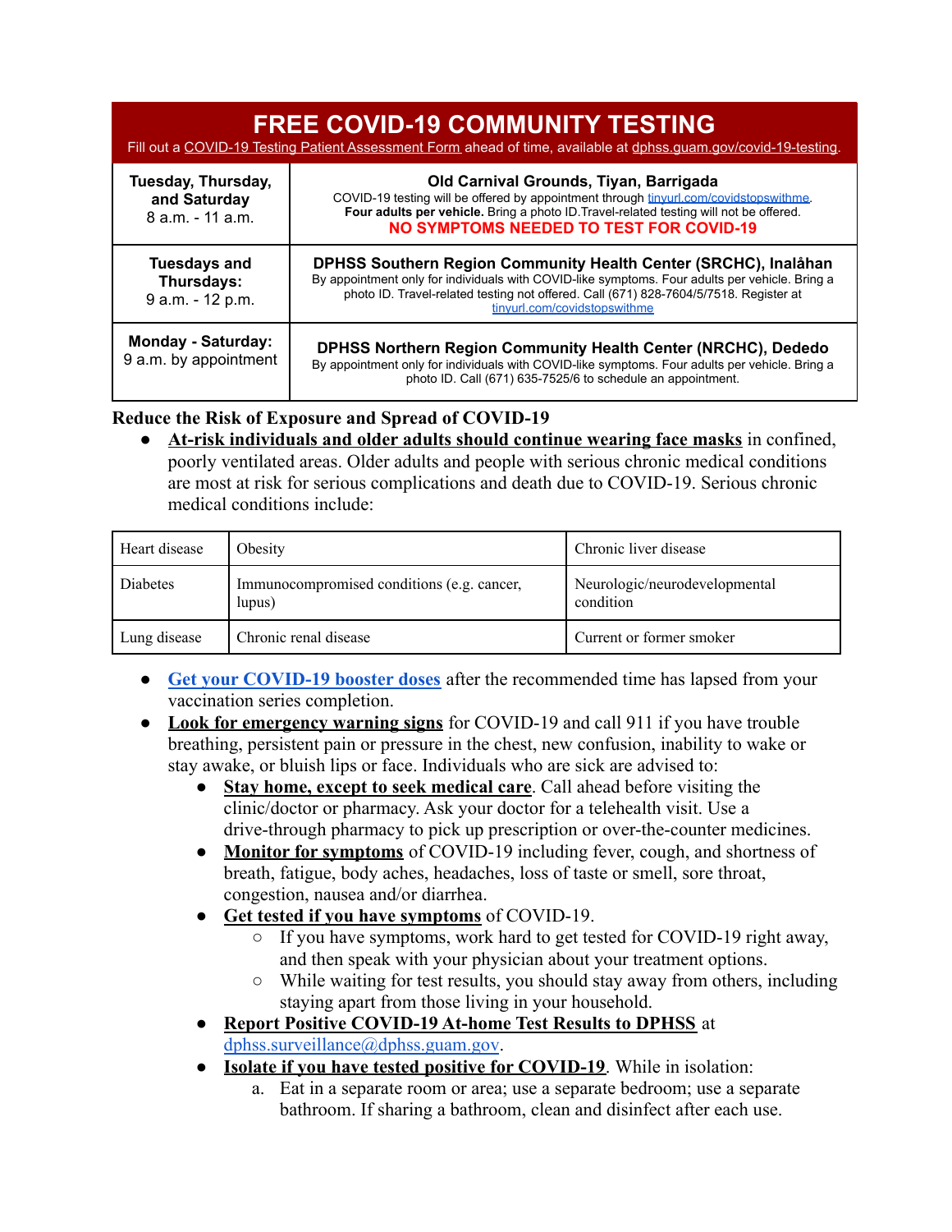| FREE COVID-19 COMMUNITY TESTING<br>Fill out a COVID-19 Testing Patient Assessment Form ahead of time, available at dphss.guam.gov/covid-19-testing. | |
|---|---|
| **Tuesday, Thursday, and Saturday**<br>8 a.m. - 11 a.m. | **Old Carnival Grounds, Tiyan, Barrigada**<br>COVID-19 testing will be offered by appointment through tinyurl.com/covidstopswithme. **Four adults per vehicle.** Bring a photo ID.Travel-related testing will not be offered.<br>**NO SYMPTOMS NEEDED TO TEST FOR COVID-19** |
| **Tuesdays and Thursdays:**<br>9 a.m. - 12 p.m. | **DPHSS Southern Region Community Health Center (SRCHC), Inalåhan**<br>By appointment only for individuals with COVID-like symptoms. Four adults per vehicle. Bring a photo ID. Travel-related testing not offered. Call (671) 828-7604/5/7518. Register at tinyurl.com/covidstopswithme |
| **Monday - Saturday:**<br>9 a.m. by appointment | **DPHSS Northern Region Community Health Center (NRCHC), Dededo**<br>By appointment only for individuals with COVID-like symptoms. Four adults per vehicle. Bring a photo ID. Call (671) 635-7525/6 to schedule an appointment. |

## Reduce the Risk of Exposure and Spread of COVID-19

- **At-risk individuals and older adults should continue wearing face masks** in confined, poorly ventilated areas. Older adults and people with serious chronic medical conditions are most at risk for serious complications and death due to COVID-19. Serious chronic medical conditions include:

| Heart disease | Obesity | Chronic liver disease |
|---|---|---|
| Diabetes | Immunocompromised conditions (e.g. cancer, lupus) | Neurologic/neurodevelopmental condition |
| Lung disease | Chronic renal disease | Current or former smoker |

- **Get your COVID-19 booster doses** after the recommended time has lapsed from your vaccination series completion.
- **Look for emergency warning signs** for COVID-19 and call 911 if you have trouble breathing, persistent pain or pressure in the chest, new confusion, inability to wake or stay awake, or bluish lips or face. Individuals who are sick are advised to:
    - **Stay home, except to seek medical care**. Call ahead before visiting the clinic/doctor or pharmacy. Ask your doctor for a telehealth visit. Use a drive-through pharmacy to pick up prescription or over-the-counter medicines.
    - **Monitor for symptoms** of COVID-19 including fever, cough, and shortness of breath, fatigue, body aches, headaches, loss of taste or smell, sore throat, congestion, nausea and/or diarrhea.
    - **Get tested if you have symptoms** of COVID-19.
        - If you have symptoms, work hard to get tested for COVID-19 right away, and then speak with your physician about your treatment options.
        - While waiting for test results, you should stay away from others, including staying apart from those living in your household.
    - **Report Positive COVID-19 At-home Test Results to DPHSS** at dphss.surveillance@dphss.guam.gov.
    - **Isolate if you have tested positive for COVID-19**. While in isolation:
        a. Eat in a separate room or area; use a separate bedroom; use a separate bathroom. If sharing a bathroom, clean and disinfect after each use.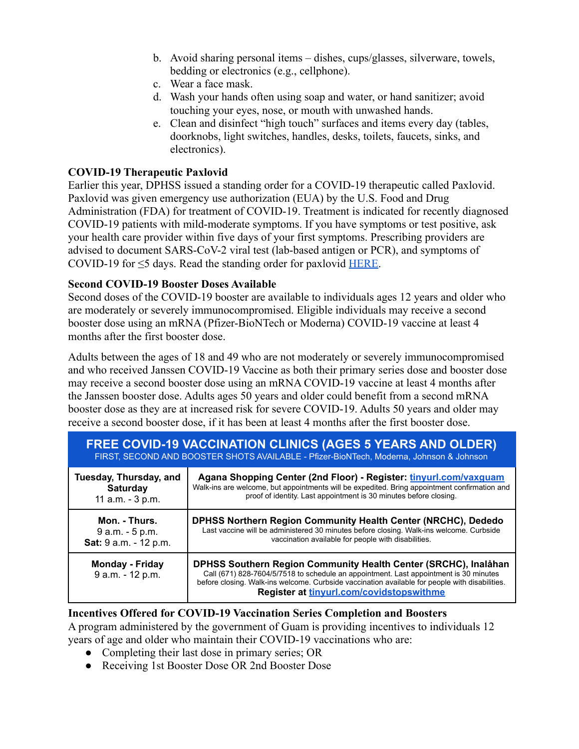b. Avoid sharing personal items – dishes, cups/glasses, silverware, towels, bedding or electronics (e.g., cellphone).
c. Wear a face mask.
d. Wash your hands often using soap and water, or hand sanitizer; avoid touching your eyes, nose, or mouth with unwashed hands.
e. Clean and disinfect "high touch" surfaces and items every day (tables, doorknobs, light switches, handles, desks, toilets, faucets, sinks, and electronics).

**COVID-19 Therapeutic Paxlovid**

Earlier this year, DPHSS issued a standing order for a COVID-19 therapeutic called Paxlovid. Paxlovid was given emergency use authorization (EUA) by the U.S. Food and Drug Administration (FDA) for treatment of COVID-19. Treatment is indicated for recently diagnosed COVID-19 patients with mild-moderate symptoms. If you have symptoms or test positive, ask your health care provider within five days of your first symptoms. Prescribing providers are advised to document SARS-CoV-2 viral test (lab-based antigen or PCR), and symptoms of COVID-19 for ≤5 days. Read the standing order for paxlovid [HERE](HERE).

**Second COVID-19 Booster Doses Available**

Second doses of the COVID-19 booster are available to individuals ages 12 years and older who are moderately or severely immunocompromised. Eligible individuals may receive a second booster dose using an mRNA (Pfizer-BioNTech or Moderna) COVID-19 vaccine at least 4 months after the first booster dose.

Adults between the ages of 18 and 49 who are not moderately or severely immunocompromised and who received Janssen COVID-19 Vaccine as both their primary series dose and booster dose may receive a second booster dose using an mRNA COVID-19 vaccine at least 4 months after the Janssen booster dose. Adults ages 50 years and older could benefit from a second mRNA booster dose as they are at increased risk for severe COVID-19. Adults 50 years and older may receive a second booster dose, if it has been at least 4 months after the first booster dose.

| **FREE COVID-19 VACCINATION CLINICS (AGES 5 YEARS AND OLDER)**<br>FIRST, SECOND AND BOOSTER SHOTS AVAILABLE - Pfizer-BioNTech, Moderna, Johnson & Johnson | |
|---|---|
| **Tuesday, Thursday, and Saturday**<br>11 a.m. - 3 p.m. | **Agana Shopping Center (2nd Floor) - Register: [tinyurl.com/vaxguam](tinyurl.com/vaxguam)**<br>Walk-ins are welcome, but appointments will be expedited. Bring appointment confirmation and proof of identity. Last appointment is 30 minutes before closing. |
| **Mon. - Thurs.**<br>9 a.m. - 5 p.m.<br>**Sat:** 9 a.m. - 12 p.m. | **DPHSS Northern Region Community Health Center (NRCHC), Dededo**<br>Last vaccine will be administered 30 minutes before closing. Walk-ins welcome. Curbside vaccination available for people with disabilities. |
| **Monday - Friday**<br>9 a.m. - 12 p.m. | **DPHSS Southern Region Community Health Center (SRCHC), Inalåhan**<br>Call (671) 828-7604/5/7518 to schedule an appointment. Last appointment is 30 minutes before closing. Walk-ins welcome. Curbside vaccination available for people with disabilities.<br>**Register at [tinyurl.com/covidstopswithme](tinyurl.com/covidstopswithme)** |

**Incentives Offered for COVID-19 Vaccination Series Completion and Boosters**

A program administered by the government of Guam is providing incentives to individuals 12 years of age and older who maintain their COVID-19 vaccinations who are:

- Completing their last dose in primary series; OR
- Receiving 1st Booster Dose OR 2nd Booster Dose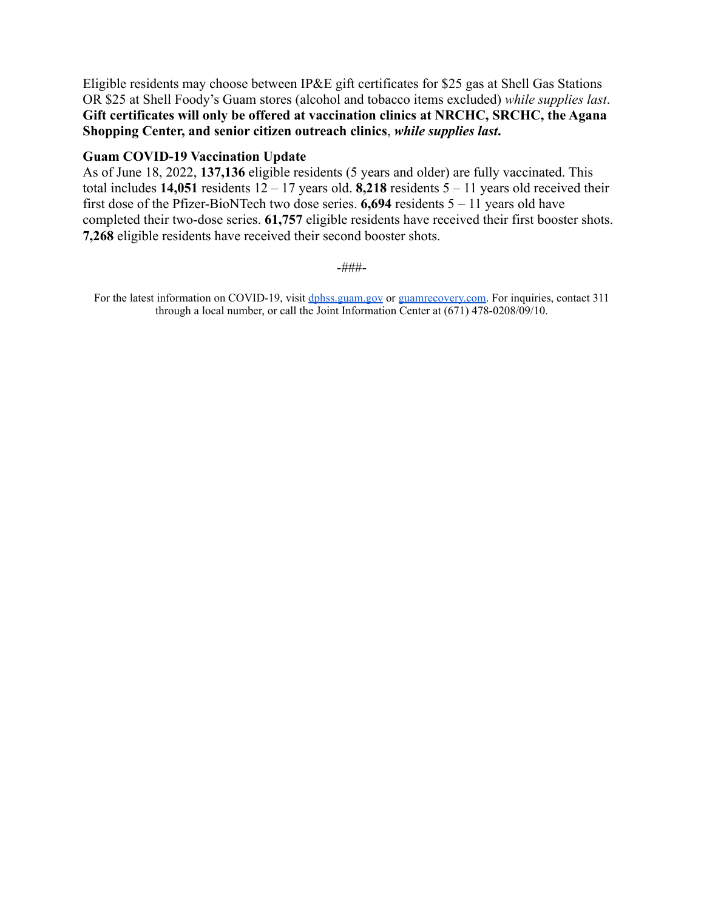Eligible residents may choose between IP&E gift certificates for $25 gas at Shell Gas Stations OR $25 at Shell Foody's Guam stores (alcohol and tobacco items excluded) *while supplies last*. **Gift certificates will only be offered at vaccination clinics at NRCHC, SRCHC, the Agana Shopping Center, and senior citizen outreach clinics**, ***while supplies last.***

**Guam COVID-19 Vaccination Update**

As of June 18, 2022, **137,136** eligible residents (5 years and older) are fully vaccinated. This total includes **14,051** residents 12 – 17 years old. **8,218** residents 5 – 11 years old received their first dose of the Pfizer-BioNTech two dose series. **6,694** residents 5 – 11 years old have completed their two-dose series. **61,757** eligible residents have received their first booster shots. **7,268** eligible residents have received their second booster shots.

-###-

For the latest information on COVID-19, visit [dphss.guam.gov](dphss.guam.gov) or [guamrecovery.com](guamrecovery.com). For inquiries, contact 311 through a local number, or call the Joint Information Center at (671) 478-0208/09/10.